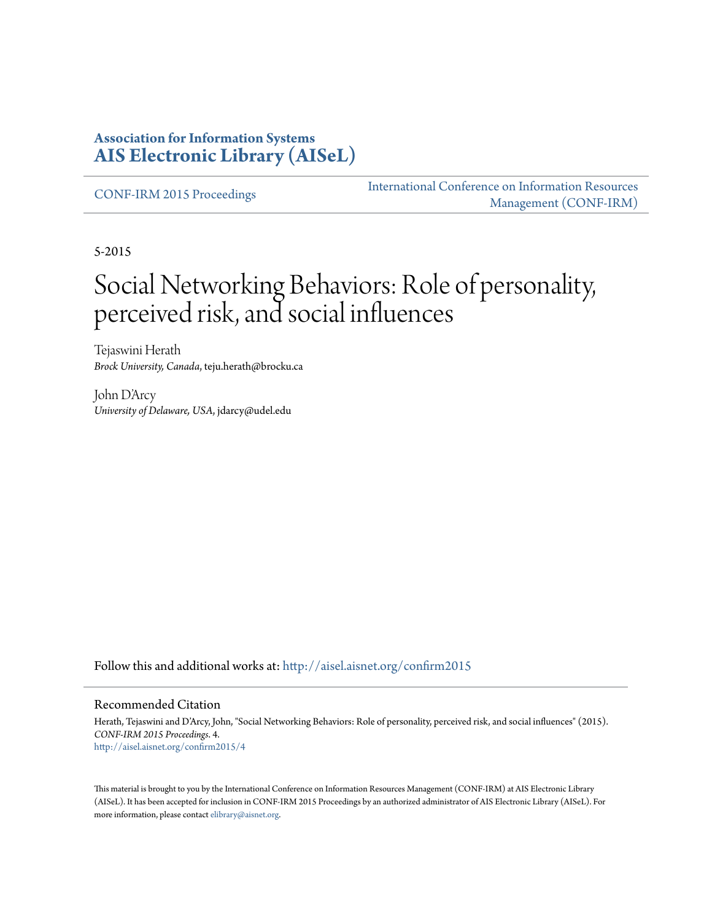**Association for Information Systems**
**AIS Electronic Library (AISeL)**

CONF-IRM 2015 Proceedings

International Conference on Information Resources Management (CONF-IRM)

5-2015

# Social Networking Behaviors: Role of personality, perceived risk, and social influences

Tejaswini Herath
*Brock University, Canada*, teju.herath@brocku.ca

John D'Arcy
*University of Delaware, USA*, jdarcy@udel.edu

Follow this and additional works at: http://aisel.aisnet.org/confirm2015

## Recommended Citation

Herath, Tejaswini and D'Arcy, John, "Social Networking Behaviors: Role of personality, perceived risk, and social influences" (2015). *CONF-IRM 2015 Proceedings*. 4.
http://aisel.aisnet.org/confirm2015/4

This material is brought to you by the International Conference on Information Resources Management (CONF-IRM) at AIS Electronic Library (AISeL). It has been accepted for inclusion in CONF-IRM 2015 Proceedings by an authorized administrator of AIS Electronic Library (AISeL). For more information, please contact elibrary@aisnet.org.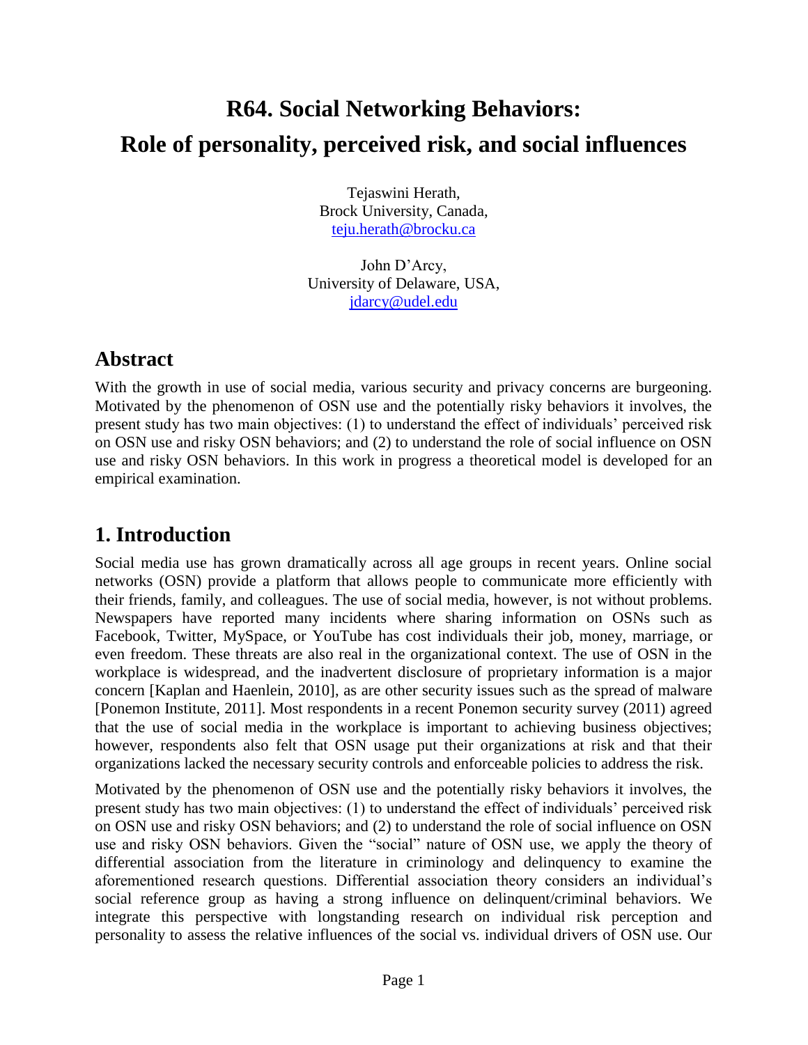# R64. Social Networking Behaviors: Role of personality, perceived risk, and social influences

Tejaswini Herath,
Brock University, Canada,
teju.herath@brocku.ca

John D'Arcy,
University of Delaware, USA,
jdarcy@udel.edu

## Abstract

With the growth in use of social media, various security and privacy concerns are burgeoning. Motivated by the phenomenon of OSN use and the potentially risky behaviors it involves, the present study has two main objectives: (1) to understand the effect of individuals' perceived risk on OSN use and risky OSN behaviors; and (2) to understand the role of social influence on OSN use and risky OSN behaviors. In this work in progress a theoretical model is developed for an empirical examination.

## 1. Introduction

Social media use has grown dramatically across all age groups in recent years. Online social networks (OSN) provide a platform that allows people to communicate more efficiently with their friends, family, and colleagues. The use of social media, however, is not without problems. Newspapers have reported many incidents where sharing information on OSNs such as Facebook, Twitter, MySpace, or YouTube has cost individuals their job, money, marriage, or even freedom. These threats are also real in the organizational context. The use of OSN in the workplace is widespread, and the inadvertent disclosure of proprietary information is a major concern [Kaplan and Haenlein, 2010], as are other security issues such as the spread of malware [Ponemon Institute, 2011]. Most respondents in a recent Ponemon security survey (2011) agreed that the use of social media in the workplace is important to achieving business objectives; however, respondents also felt that OSN usage put their organizations at risk and that their organizations lacked the necessary security controls and enforceable policies to address the risk.

Motivated by the phenomenon of OSN use and the potentially risky behaviors it involves, the present study has two main objectives: (1) to understand the effect of individuals' perceived risk on OSN use and risky OSN behaviors; and (2) to understand the role of social influence on OSN use and risky OSN behaviors. Given the "social" nature of OSN use, we apply the theory of differential association from the literature in criminology and delinquency to examine the aforementioned research questions. Differential association theory considers an individual's social reference group as having a strong influence on delinquent/criminal behaviors. We integrate this perspective with longstanding research on individual risk perception and personality to assess the relative influences of the social vs. individual drivers of OSN use. Our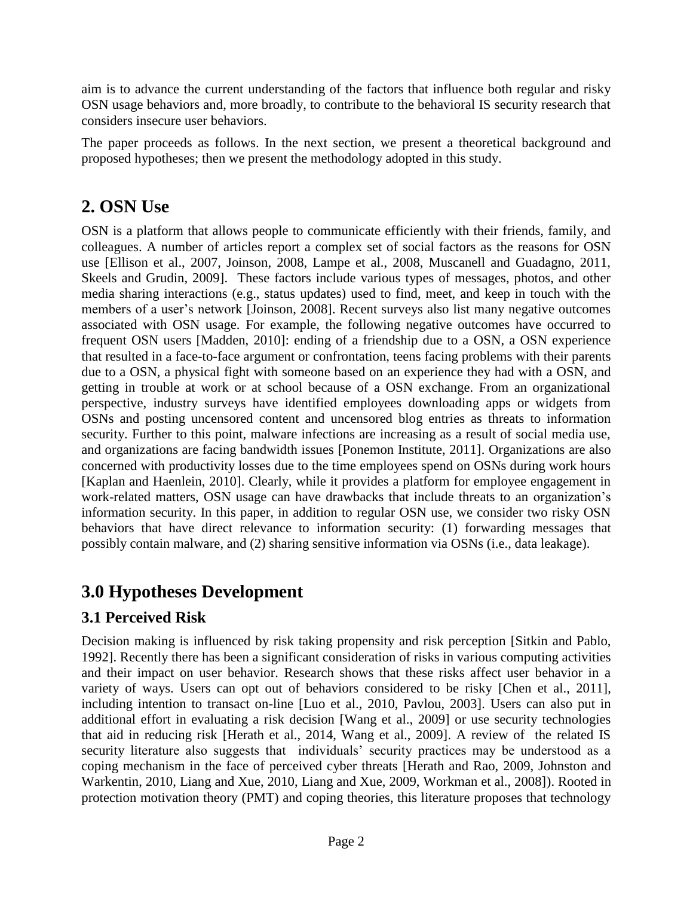aim is to advance the current understanding of the factors that influence both regular and risky OSN usage behaviors and, more broadly, to contribute to the behavioral IS security research that considers insecure user behaviors.

The paper proceeds as follows. In the next section, we present a theoretical background and proposed hypotheses; then we present the methodology adopted in this study.

# 2. OSN Use

OSN is a platform that allows people to communicate efficiently with their friends, family, and colleagues. A number of articles report a complex set of social factors as the reasons for OSN use [Ellison et al., 2007, Joinson, 2008, Lampe et al., 2008, Muscanell and Guadagno, 2011, Skeels and Grudin, 2009]. These factors include various types of messages, photos, and other media sharing interactions (e.g., status updates) used to find, meet, and keep in touch with the members of a user's network [Joinson, 2008]. Recent surveys also list many negative outcomes associated with OSN usage. For example, the following negative outcomes have occurred to frequent OSN users [Madden, 2010]: ending of a friendship due to a OSN, a OSN experience that resulted in a face-to-face argument or confrontation, teens facing problems with their parents due to a OSN, a physical fight with someone based on an experience they had with a OSN, and getting in trouble at work or at school because of a OSN exchange. From an organizational perspective, industry surveys have identified employees downloading apps or widgets from OSNs and posting uncensored content and uncensored blog entries as threats to information security. Further to this point, malware infections are increasing as a result of social media use, and organizations are facing bandwidth issues [Ponemon Institute, 2011]. Organizations are also concerned with productivity losses due to the time employees spend on OSNs during work hours [Kaplan and Haenlein, 2010]. Clearly, while it provides a platform for employee engagement in work-related matters, OSN usage can have drawbacks that include threats to an organization's information security. In this paper, in addition to regular OSN use, we consider two risky OSN behaviors that have direct relevance to information security: (1) forwarding messages that possibly contain malware, and (2) sharing sensitive information via OSNs (i.e., data leakage).

# 3.0 Hypotheses Development

## 3.1 Perceived Risk

Decision making is influenced by risk taking propensity and risk perception [Sitkin and Pablo, 1992]. Recently there has been a significant consideration of risks in various computing activities and their impact on user behavior. Research shows that these risks affect user behavior in a variety of ways. Users can opt out of behaviors considered to be risky [Chen et al., 2011], including intention to transact on-line [Luo et al., 2010, Pavlou, 2003]. Users can also put in additional effort in evaluating a risk decision [Wang et al., 2009] or use security technologies that aid in reducing risk [Herath et al., 2014, Wang et al., 2009]. A review of the related IS security literature also suggests that individuals' security practices may be understood as a coping mechanism in the face of perceived cyber threats [Herath and Rao, 2009, Johnston and Warkentin, 2010, Liang and Xue, 2010, Liang and Xue, 2009, Workman et al., 2008]). Rooted in protection motivation theory (PMT) and coping theories, this literature proposes that technology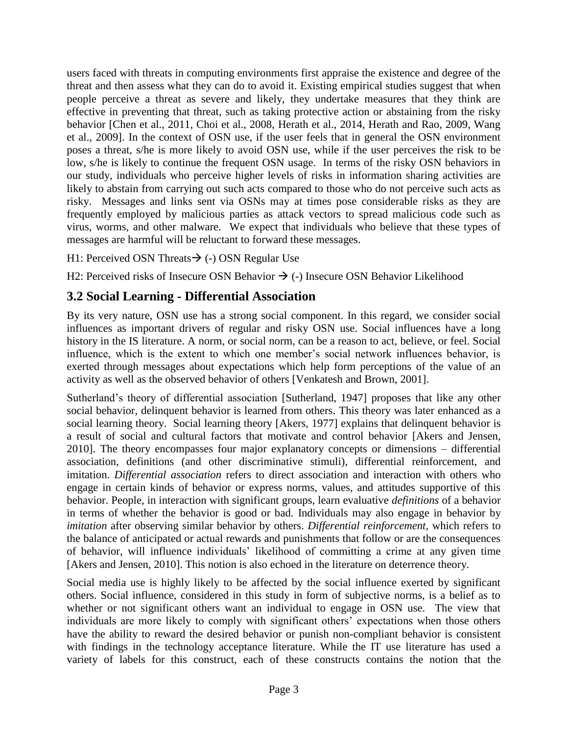users faced with threats in computing environments first appraise the existence and degree of the threat and then assess what they can do to avoid it. Existing empirical studies suggest that when people perceive a threat as severe and likely, they undertake measures that they think are effective in preventing that threat, such as taking protective action or abstaining from the risky behavior [Chen et al., 2011, Choi et al., 2008, Herath et al., 2014, Herath and Rao, 2009, Wang et al., 2009]. In the context of OSN use, if the user feels that in general the OSN environment poses a threat, s/he is more likely to avoid OSN use, while if the user perceives the risk to be low, s/he is likely to continue the frequent OSN usage. In terms of the risky OSN behaviors in our study, individuals who perceive higher levels of risks in information sharing activities are likely to abstain from carrying out such acts compared to those who do not perceive such acts as risky. Messages and links sent via OSNs may at times pose considerable risks as they are frequently employed by malicious parties as attack vectors to spread malicious code such as virus, worms, and other malware. We expect that individuals who believe that these types of messages are harmful will be reluctant to forward these messages.

H1: Perceived OSN Threats → (-) OSN Regular Use

H2: Perceived risks of Insecure OSN Behavior → (-) Insecure OSN Behavior Likelihood

## 3.2 Social Learning - Differential Association

By its very nature, OSN use has a strong social component. In this regard, we consider social influences as important drivers of regular and risky OSN use. Social influences have a long history in the IS literature. A norm, or social norm, can be a reason to act, believe, or feel. Social influence, which is the extent to which one member's social network influences behavior, is exerted through messages about expectations which help form perceptions of the value of an activity as well as the observed behavior of others [Venkatesh and Brown, 2001].

Sutherland's theory of differential association [Sutherland, 1947] proposes that like any other social behavior, delinquent behavior is learned from others. This theory was later enhanced as a social learning theory. Social learning theory [Akers, 1977] explains that delinquent behavior is a result of social and cultural factors that motivate and control behavior [Akers and Jensen, 2010]. The theory encompasses four major explanatory concepts or dimensions – differential association, definitions (and other discriminative stimuli), differential reinforcement, and imitation. *Differential association* refers to direct association and interaction with others who engage in certain kinds of behavior or express norms, values, and attitudes supportive of this behavior. People, in interaction with significant groups, learn evaluative *definitions* of a behavior in terms of whether the behavior is good or bad. Individuals may also engage in behavior by *imitation* after observing similar behavior by others. *Differential reinforcement*, which refers to the balance of anticipated or actual rewards and punishments that follow or are the consequences of behavior, will influence individuals' likelihood of committing a crime at any given time [Akers and Jensen, 2010]. This notion is also echoed in the literature on deterrence theory.

Social media use is highly likely to be affected by the social influence exerted by significant others. Social influence, considered in this study in form of subjective norms, is a belief as to whether or not significant others want an individual to engage in OSN use. The view that individuals are more likely to comply with significant others' expectations when those others have the ability to reward the desired behavior or punish non-compliant behavior is consistent with findings in the technology acceptance literature. While the IT use literature has used a variety of labels for this construct, each of these constructs contains the notion that the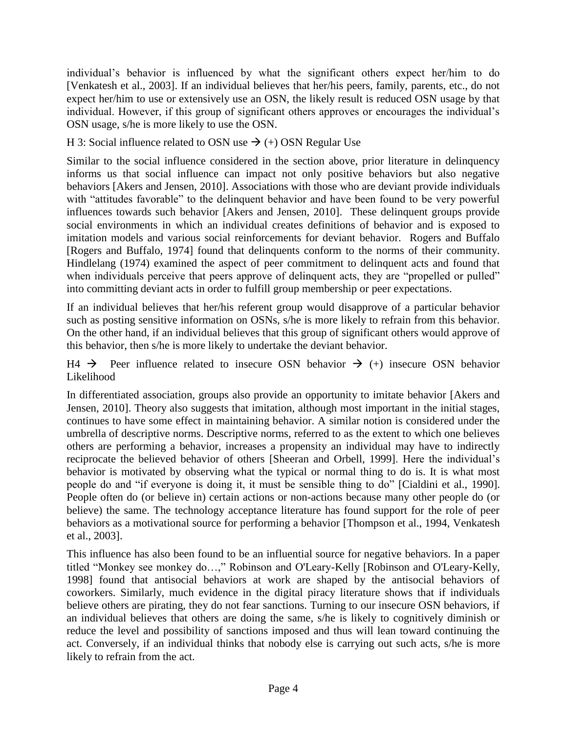individual's behavior is influenced by what the significant others expect her/him to do [Venkatesh et al., 2003]. If an individual believes that her/his peers, family, parents, etc., do not expect her/him to use or extensively use an OSN, the likely result is reduced OSN usage by that individual. However, if this group of significant others approves or encourages the individual's OSN usage, s/he is more likely to use the OSN.

H 3: Social influence related to OSN use → (+) OSN Regular Use

Similar to the social influence considered in the section above, prior literature in delinquency informs us that social influence can impact not only positive behaviors but also negative behaviors [Akers and Jensen, 2010]. Associations with those who are deviant provide individuals with "attitudes favorable" to the delinquent behavior and have been found to be very powerful influences towards such behavior [Akers and Jensen, 2010]. These delinquent groups provide social environments in which an individual creates definitions of behavior and is exposed to imitation models and various social reinforcements for deviant behavior. Rogers and Buffalo [Rogers and Buffalo, 1974] found that delinquents conform to the norms of their community. Hindlelang (1974) examined the aspect of peer commitment to delinquent acts and found that when individuals perceive that peers approve of delinquent acts, they are "propelled or pulled" into committing deviant acts in order to fulfill group membership or peer expectations.

If an individual believes that her/his referent group would disapprove of a particular behavior such as posting sensitive information on OSNs, s/he is more likely to refrain from this behavior. On the other hand, if an individual believes that this group of significant others would approve of this behavior, then s/he is more likely to undertake the deviant behavior.

H4 → Peer influence related to insecure OSN behavior → (+) insecure OSN behavior Likelihood

In differentiated association, groups also provide an opportunity to imitate behavior [Akers and Jensen, 2010]. Theory also suggests that imitation, although most important in the initial stages, continues to have some effect in maintaining behavior. A similar notion is considered under the umbrella of descriptive norms. Descriptive norms, referred to as the extent to which one believes others are performing a behavior, increases a propensity an individual may have to indirectly reciprocate the believed behavior of others [Sheeran and Orbell, 1999]. Here the individual's behavior is motivated by observing what the typical or normal thing to do is. It is what most people do and "if everyone is doing it, it must be sensible thing to do" [Cialdini et al., 1990]. People often do (or believe in) certain actions or non-actions because many other people do (or believe) the same. The technology acceptance literature has found support for the role of peer behaviors as a motivational source for performing a behavior [Thompson et al., 1994, Venkatesh et al., 2003].

This influence has also been found to be an influential source for negative behaviors. In a paper titled "Monkey see monkey do…," Robinson and O'Leary-Kelly [Robinson and O'Leary-Kelly, 1998] found that antisocial behaviors at work are shaped by the antisocial behaviors of coworkers. Similarly, much evidence in the digital piracy literature shows that if individuals believe others are pirating, they do not fear sanctions. Turning to our insecure OSN behaviors, if an individual believes that others are doing the same, s/he is likely to cognitively diminish or reduce the level and possibility of sanctions imposed and thus will lean toward continuing the act. Conversely, if an individual thinks that nobody else is carrying out such acts, s/he is more likely to refrain from the act.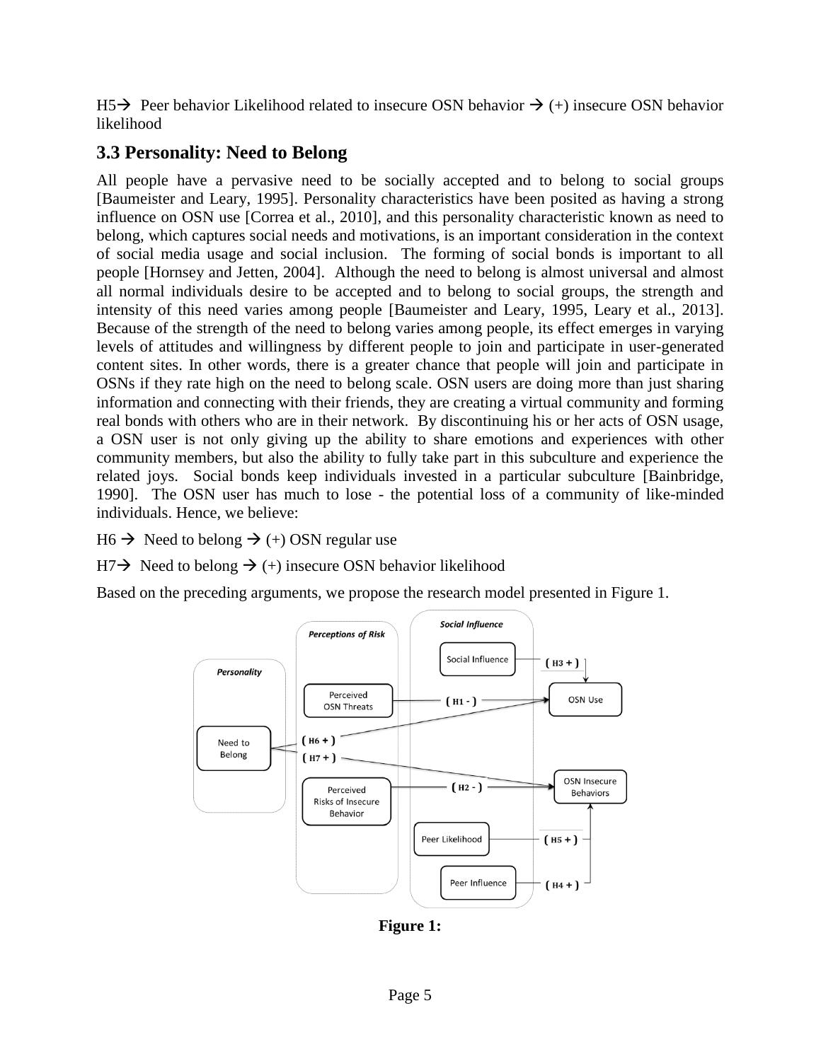H5→ Peer behavior Likelihood related to insecure OSN behavior → (+) insecure OSN behavior likelihood

## 3.3 Personality: Need to Belong

All people have a pervasive need to be socially accepted and to belong to social groups [Baumeister and Leary, 1995]. Personality characteristics have been posited as having a strong influence on OSN use [Correa et al., 2010], and this personality characteristic known as need to belong, which captures social needs and motivations, is an important consideration in the context of social media usage and social inclusion. The forming of social bonds is important to all people [Hornsey and Jetten, 2004]. Although the need to belong is almost universal and almost all normal individuals desire to be accepted and to belong to social groups, the strength and intensity of this need varies among people [Baumeister and Leary, 1995, Leary et al., 2013]. Because of the strength of the need to belong varies among people, its effect emerges in varying levels of attitudes and willingness by different people to join and participate in user-generated content sites. In other words, there is a greater chance that people will join and participate in OSNs if they rate high on the need to belong scale. OSN users are doing more than just sharing information and connecting with their friends, they are creating a virtual community and forming real bonds with others who are in their network. By discontinuing his or her acts of OSN usage, a OSN user is not only giving up the ability to share emotions and experiences with other community members, but also the ability to fully take part in this subculture and experience the related joys. Social bonds keep individuals invested in a particular subculture [Bainbridge, 1990]. The OSN user has much to lose - the potential loss of a community of like-minded individuals. Hence, we believe:

H6 → Need to belong → (+) OSN regular use

H7→ Need to belong → (+) insecure OSN behavior likelihood

Based on the preceding arguments, we propose the research model presented in Figure 1.

**Figure 1:**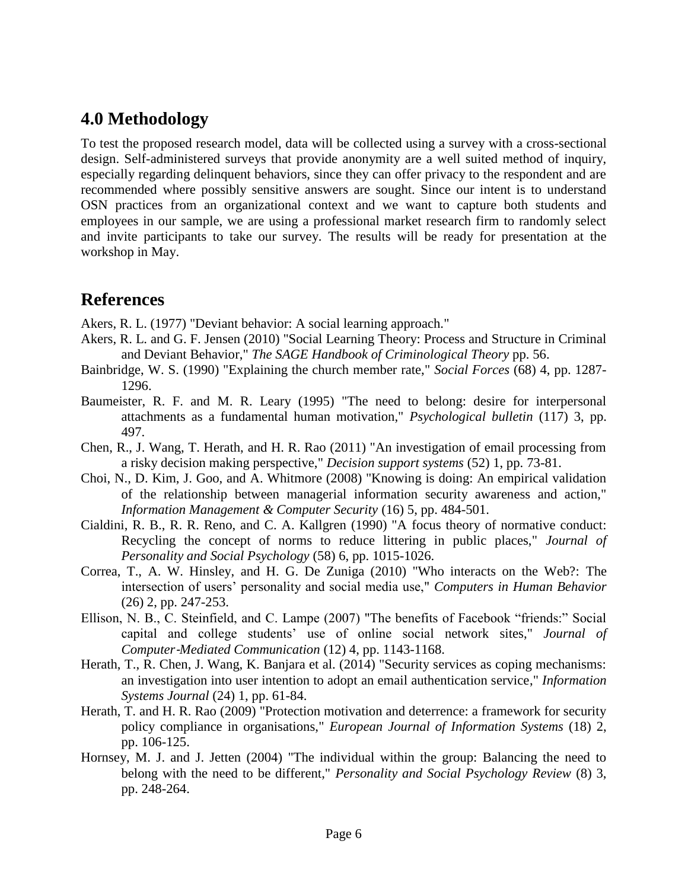## 4.0 Methodology

To test the proposed research model, data will be collected using a survey with a cross-sectional design. Self-administered surveys that provide anonymity are a well suited method of inquiry, especially regarding delinquent behaviors, since they can offer privacy to the respondent and are recommended where possibly sensitive answers are sought. Since our intent is to understand OSN practices from an organizational context and we want to capture both students and employees in our sample, we are using a professional market research firm to randomly select and invite participants to take our survey. The results will be ready for presentation at the workshop in May.

## References

Akers, R. L. (1977) "Deviant behavior: A social learning approach."

Akers, R. L. and G. F. Jensen (2010) "Social Learning Theory: Process and Structure in Criminal and Deviant Behavior," *The SAGE Handbook of Criminological Theory* pp. 56.

Bainbridge, W. S. (1990) "Explaining the church member rate," *Social Forces* (68) 4, pp. 1287-1296.

Baumeister, R. F. and M. R. Leary (1995) "The need to belong: desire for interpersonal attachments as a fundamental human motivation," *Psychological bulletin* (117) 3, pp. 497.

Chen, R., J. Wang, T. Herath, and H. R. Rao (2011) "An investigation of email processing from a risky decision making perspective," *Decision support systems* (52) 1, pp. 73-81.

Choi, N., D. Kim, J. Goo, and A. Whitmore (2008) "Knowing is doing: An empirical validation of the relationship between managerial information security awareness and action," *Information Management & Computer Security* (16) 5, pp. 484-501.

Cialdini, R. B., R. R. Reno, and C. A. Kallgren (1990) "A focus theory of normative conduct: Recycling the concept of norms to reduce littering in public places," *Journal of Personality and Social Psychology* (58) 6, pp. 1015-1026.

Correa, T., A. W. Hinsley, and H. G. De Zuniga (2010) "Who interacts on the Web?: The intersection of users' personality and social media use," *Computers in Human Behavior* (26) 2, pp. 247-253.

Ellison, N. B., C. Steinfield, and C. Lampe (2007) "The benefits of Facebook "friends:" Social capital and college students' use of online social network sites," *Journal of Computer-Mediated Communication* (12) 4, pp. 1143-1168.

Herath, T., R. Chen, J. Wang, K. Banjara et al. (2014) "Security services as coping mechanisms: an investigation into user intention to adopt an email authentication service," *Information Systems Journal* (24) 1, pp. 61-84.

Herath, T. and H. R. Rao (2009) "Protection motivation and deterrence: a framework for security policy compliance in organisations," *European Journal of Information Systems* (18) 2, pp. 106-125.

Hornsey, M. J. and J. Jetten (2004) "The individual within the group: Balancing the need to belong with the need to be different," *Personality and Social Psychology Review* (8) 3, pp. 248-264.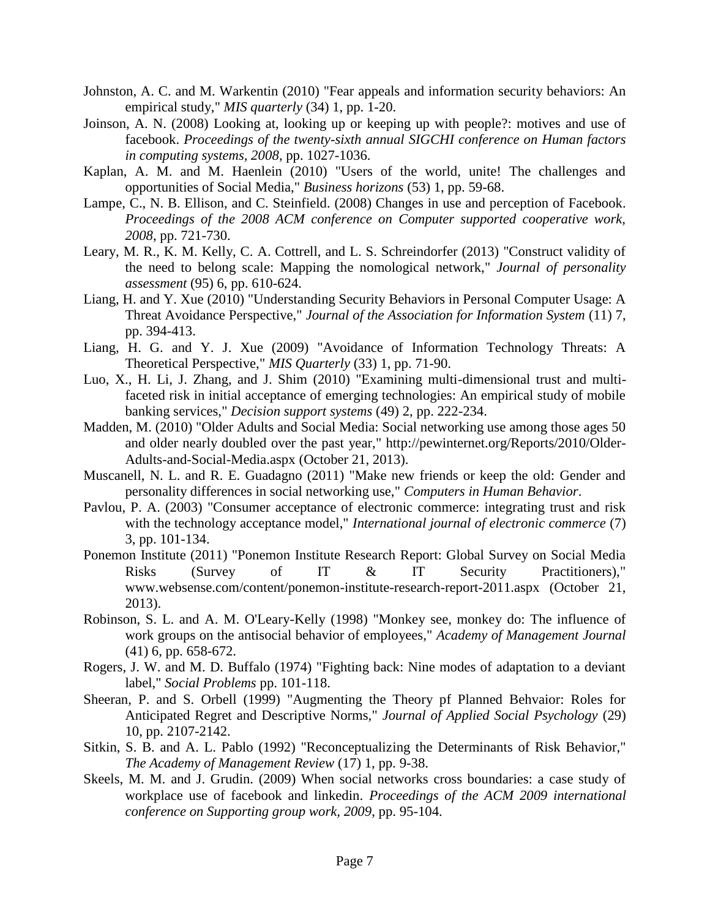Johnston, A. C. and M. Warkentin (2010) "Fear appeals and information security behaviors: An empirical study," *MIS quarterly* (34) 1, pp. 1-20.

Joinson, A. N. (2008) Looking at, looking up or keeping up with people?: motives and use of facebook. *Proceedings of the twenty-sixth annual SIGCHI conference on Human factors in computing systems, 2008*, pp. 1027-1036.

Kaplan, A. M. and M. Haenlein (2010) "Users of the world, unite! The challenges and opportunities of Social Media," *Business horizons* (53) 1, pp. 59-68.

Lampe, C., N. B. Ellison, and C. Steinfield. (2008) Changes in use and perception of Facebook. *Proceedings of the 2008 ACM conference on Computer supported cooperative work, 2008*, pp. 721-730.

Leary, M. R., K. M. Kelly, C. A. Cottrell, and L. S. Schreindorfer (2013) "Construct validity of the need to belong scale: Mapping the nomological network," *Journal of personality assessment* (95) 6, pp. 610-624.

Liang, H. and Y. Xue (2010) "Understanding Security Behaviors in Personal Computer Usage: A Threat Avoidance Perspective," *Journal of the Association for Information System* (11) 7, pp. 394-413.

Liang, H. G. and Y. J. Xue (2009) "Avoidance of Information Technology Threats: A Theoretical Perspective," *MIS Quarterly* (33) 1, pp. 71-90.

Luo, X., H. Li, J. Zhang, and J. Shim (2010) "Examining multi-dimensional trust and multi-faceted risk in initial acceptance of emerging technologies: An empirical study of mobile banking services," *Decision support systems* (49) 2, pp. 222-234.

Madden, M. (2010) "Older Adults and Social Media: Social networking use among those ages 50 and older nearly doubled over the past year," http://pewinternet.org/Reports/2010/Older-Adults-and-Social-Media.aspx (October 21, 2013).

Muscanell, N. L. and R. E. Guadagno (2011) "Make new friends or keep the old: Gender and personality differences in social networking use," *Computers in Human Behavior*.

Pavlou, P. A. (2003) "Consumer acceptance of electronic commerce: integrating trust and risk with the technology acceptance model," *International journal of electronic commerce* (7) 3, pp. 101-134.

Ponemon Institute (2011) "Ponemon Institute Research Report: Global Survey on Social Media Risks (Survey of IT & IT Security Practitioners)," www.websense.com/content/ponemon-institute-research-report-2011.aspx (October 21, 2013).

Robinson, S. L. and A. M. O'Leary-Kelly (1998) "Monkey see, monkey do: The influence of work groups on the antisocial behavior of employees," *Academy of Management Journal* (41) 6, pp. 658-672.

Rogers, J. W. and M. D. Buffalo (1974) "Fighting back: Nine modes of adaptation to a deviant label," *Social Problems* pp. 101-118.

Sheeran, P. and S. Orbell (1999) "Augmenting the Theory pf Planned Behvaior: Roles for Anticipated Regret and Descriptive Norms," *Journal of Applied Social Psychology* (29) 10, pp. 2107-2142.

Sitkin, S. B. and A. L. Pablo (1992) "Reconceptualizing the Determinants of Risk Behavior," *The Academy of Management Review* (17) 1, pp. 9-38.

Skeels, M. M. and J. Grudin. (2009) When social networks cross boundaries: a case study of workplace use of facebook and linkedin. *Proceedings of the ACM 2009 international conference on Supporting group work, 2009*, pp. 95-104.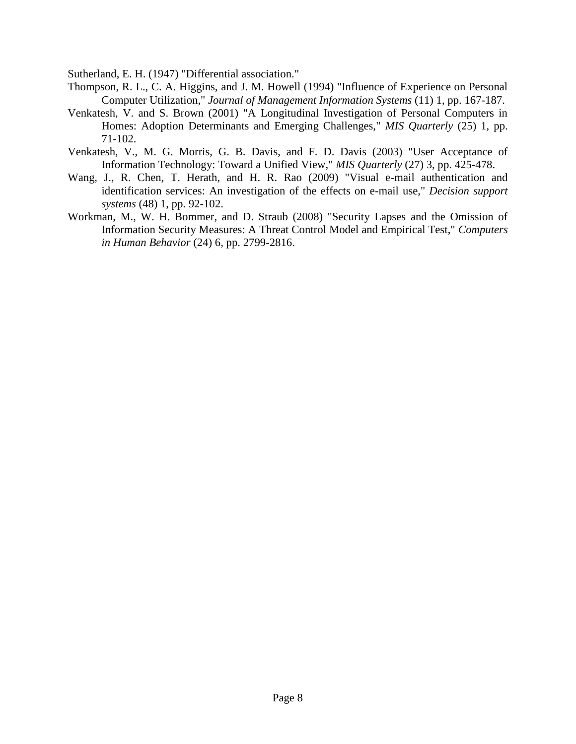Sutherland, E. H. (1947) "Differential association."

Thompson, R. L., C. A. Higgins, and J. M. Howell (1994) "Influence of Experience on Personal Computer Utilization," *Journal of Management Information Systems* (11) 1, pp. 167-187.

Venkatesh, V. and S. Brown (2001) "A Longitudinal Investigation of Personal Computers in Homes: Adoption Determinants and Emerging Challenges," *MIS Quarterly* (25) 1, pp. 71-102.

Venkatesh, V., M. G. Morris, G. B. Davis, and F. D. Davis (2003) "User Acceptance of Information Technology: Toward a Unified View," *MIS Quarterly* (27) 3, pp. 425-478.

Wang, J., R. Chen, T. Herath, and H. R. Rao (2009) "Visual e-mail authentication and identification services: An investigation of the effects on e-mail use," *Decision support systems* (48) 1, pp. 92-102.

Workman, M., W. H. Bommer, and D. Straub (2008) "Security Lapses and the Omission of Information Security Measures: A Threat Control Model and Empirical Test," *Computers in Human Behavior* (24) 6, pp. 2799-2816.